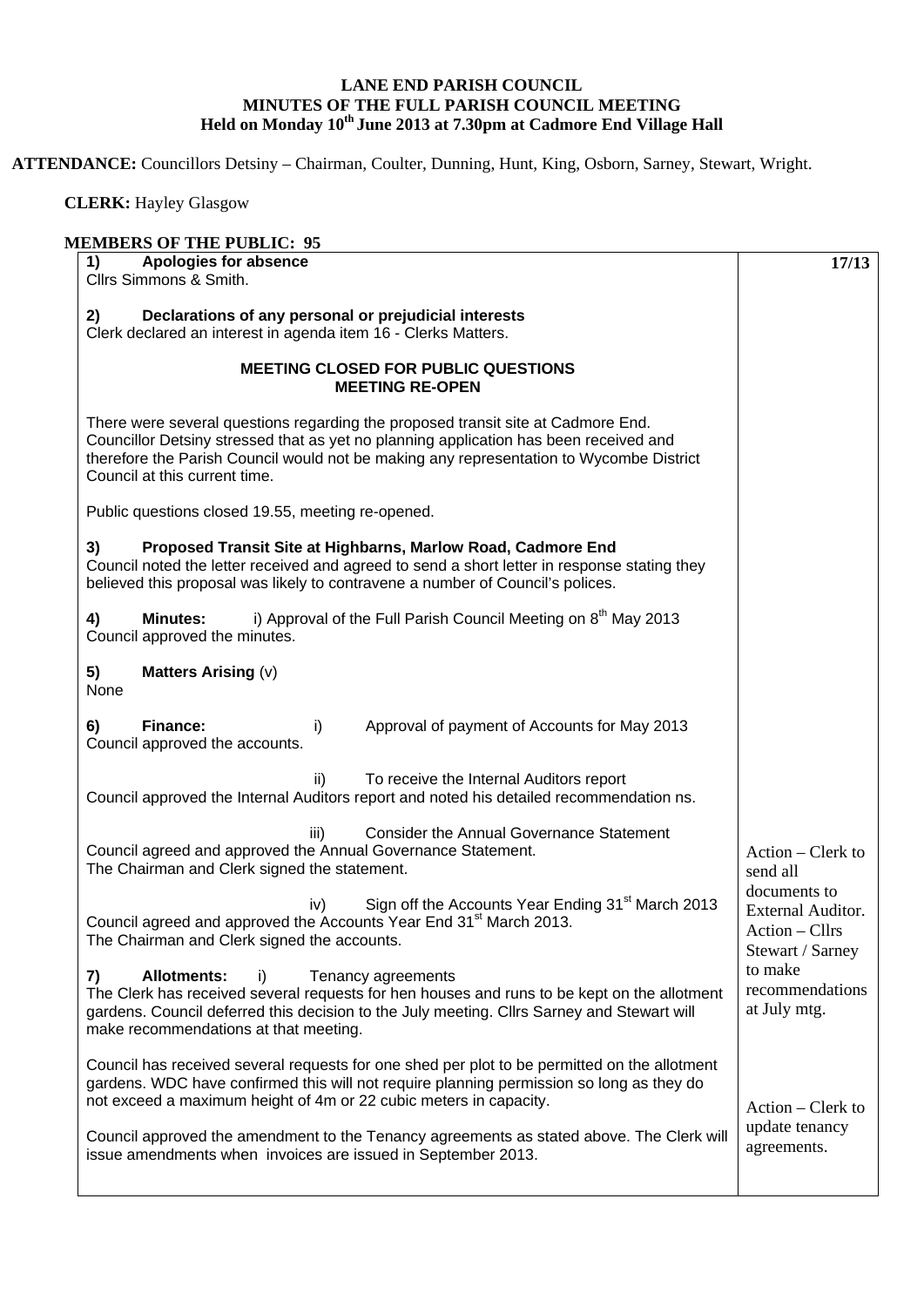**LANE END PARISH COUNCIL**
**MINUTES OF THE FULL PARISH COUNCIL MEETING**
**Held on Monday 10th June 2013 at 7.30pm at Cadmore End Village Hall**

**ATTENDANCE:** Councillors Detsiny – Chairman, Coulter, Dunning, Hunt, King, Osborn, Sarney, Stewart, Wright.

**CLERK:** Hayley Glasgow

**MEMBERS OF THE PUBLIC: 95**

| | **17/13** |
|---|---|
| **1) Apologies for absence**<br>Cllrs Simmons & Smith. | |
| **2) Declarations of any personal or prejudicial interests**<br>Clerk declared an interest in agenda item 16 - Clerks Matters. | |
| **MEETING CLOSED FOR PUBLIC QUESTIONS**<br>**MEETING RE-OPEN** | |
| There were several questions regarding the proposed transit site at Cadmore End. Councillor Detsiny stressed that as yet no planning application has been received and therefore the Parish Council would not be making any representation to Wycombe District Council at this current time. | |
| Public questions closed 19.55, meeting re-opened. | |
| **3) Proposed Transit Site at Highbarns, Marlow Road, Cadmore End**<br>Council noted the letter received and agreed to send a short letter in response stating they believed this proposal was likely to contravene a number of Council's polices. | |
| **4) Minutes:** i) Approval of the Full Parish Council Meeting on 8th May 2013<br>Council approved the minutes. | |
| **5) Matters Arising** (v)<br>None | |
| **6) Finance:** i) Approval of payment of Accounts for May 2013<br>Council approved the accounts. | |
| ii) To receive the Internal Auditors report<br>Council approved the Internal Auditors report and noted his detailed recommendation ns. | |
| iii) Consider the Annual Governance Statement<br>Council agreed and approved the Annual Governance Statement.<br>The Chairman and Clerk signed the statement. | Action – Clerk to send all documents to External Auditor. |
| iv) Sign off the Accounts Year Ending 31st March 2013<br>Council agreed and approved the Accounts Year End 31st March 2013.<br>The Chairman and Clerk signed the accounts. | |
| **7) Allotments:** i) Tenancy agreements<br>The Clerk has received several requests for hen houses and runs to be kept on the allotment gardens. Council deferred this decision to the July meeting. Cllrs Sarney and Stewart will make recommendations at that meeting. | Action – Cllrs Stewart / Sarney to make recommendations at July mtg. |
| Council has received several requests for one shed per plot to be permitted on the allotment gardens. WDC have confirmed this will not require planning permission so long as they do not exceed a maximum height of 4m or 22 cubic meters in capacity.<br><br>Council approved the amendment to the Tenancy agreements as stated above. The Clerk will issue amendments when invoices are issued in September 2013. | Action – Clerk to update tenancy agreements. |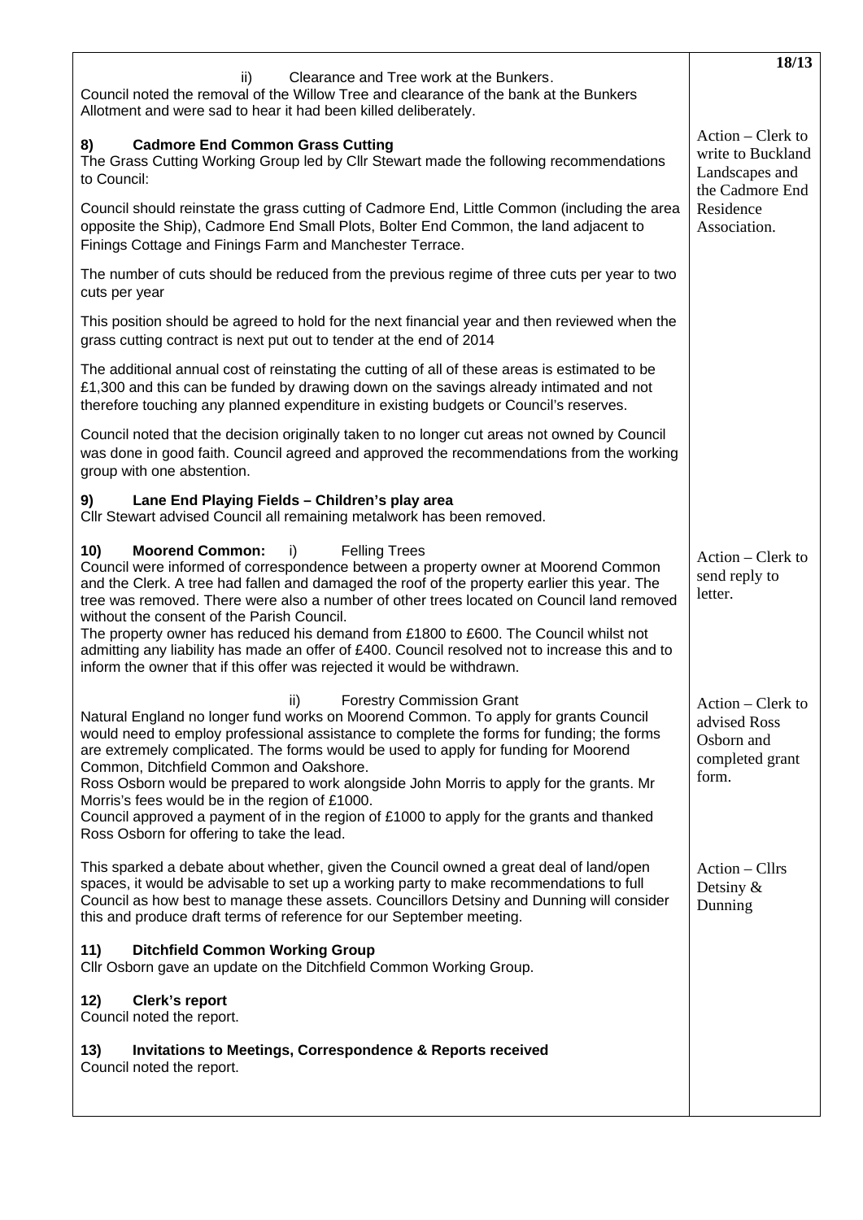ii) Clearance and Tree work at the Bunkers.

Council noted the removal of the Willow Tree and clearance of the bank at the Bunkers Allotment and were sad to hear it had been killed deliberately.

**8) Cadmore End Common Grass Cutting**

The Grass Cutting Working Group led by Cllr Stewart made the following recommendations to Council:

*Action – Clerk to write to Buckland Landscapes and the Cadmore End Residence Association.*

Council should reinstate the grass cutting of Cadmore End, Little Common (including the area opposite the Ship), Cadmore End Small Plots, Bolter End Common, the land adjacent to Finings Cottage and Finings Farm and Manchester Terrace.

The number of cuts should be reduced from the previous regime of three cuts per year to two cuts per year

This position should be agreed to hold for the next financial year and then reviewed when the grass cutting contract is next put out to tender at the end of 2014

The additional annual cost of reinstating the cutting of all of these areas is estimated to be £1,300 and this can be funded by drawing down on the savings already intimated and not therefore touching any planned expenditure in existing budgets or Council's reserves.

Council noted that the decision originally taken to no longer cut areas not owned by Council was done in good faith. Council agreed and approved the recommendations from the working group with one abstention.

**9) Lane End Playing Fields – Children's play area**

Cllr Stewart advised Council all remaining metalwork has been removed.

**10) Moorend Common:** i) Felling Trees

Council were informed of correspondence between a property owner at Moorend Common and the Clerk. A tree had fallen and damaged the roof of the property earlier this year. The tree was removed. There were also a number of other trees located on Council land removed without the consent of the Parish Council.

The property owner has reduced his demand from £1800 to £600. The Council whilst not admitting any liability has made an offer of £400. Council resolved not to increase this and to inform the owner that if this offer was rejected it would be withdrawn.

*Action – Clerk to send reply to letter.*

ii) Forestry Commission Grant

Natural England no longer fund works on Moorend Common. To apply for grants Council would need to employ professional assistance to complete the forms for funding; the forms are extremely complicated. The forms would be used to apply for funding for Moorend Common, Ditchfield Common and Oakshore.

Ross Osborn would be prepared to work alongside John Morris to apply for the grants. Mr Morris's fees would be in the region of £1000.

Council approved a payment of in the region of £1000 to apply for the grants and thanked Ross Osborn for offering to take the lead.

*Action – Clerk to advised Ross Osborn and completed grant form.*

This sparked a debate about whether, given the Council owned a great deal of land/open spaces, it would be advisable to set up a working party to make recommendations to full Council as how best to manage these assets. Councillors Detsiny and Dunning will consider this and produce draft terms of reference for our September meeting.

*Action – Cllrs Detsiny & Dunning*

**11) Ditchfield Common Working Group**

Cllr Osborn gave an update on the Ditchfield Common Working Group.

**12) Clerk's report**

Council noted the report.

**13) Invitations to Meetings, Correspondence & Reports received**

Council noted the report.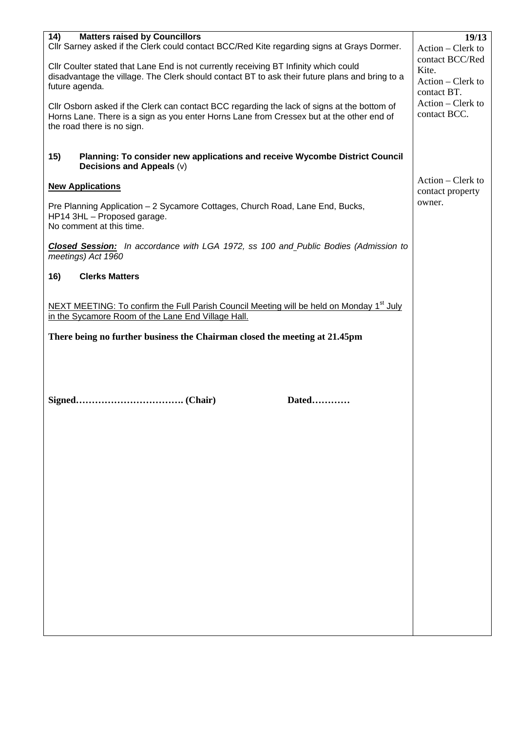**14) Matters raised by Councillors**

**19/13**

Cllr Sarney asked if the Clerk could contact BCC/Red Kite regarding signs at Grays Dormer.

Action – Clerk to contact BCC/Red Kite.

Cllr Coulter stated that Lane End is not currently receiving BT Infinity which could disadvantage the village. The Clerk should contact BT to ask their future plans and bring to a future agenda.

Action – Clerk to contact BT.

Cllr Osborn asked if the Clerk can contact BCC regarding the lack of signs at the bottom of Horns Lane. There is a sign as you enter Horns Lane from Cressex but at the other end of the road there is no sign.

Action – Clerk to contact BCC.

**15) Planning: To consider new applications and receive Wycombe District Council Decisions and Appeals** (v)

**New Applications**

Pre Planning Application – 2 Sycamore Cottages, Church Road, Lane End, Bucks, HP14 3HL – Proposed garage.
No comment at this time.

Action – Clerk to contact property owner.

***Closed Session:*** *In accordance with LGA 1972, ss 100 and Public Bodies (Admission to meetings) Act 1960*

**16) Clerks Matters**

NEXT MEETING: To confirm the Full Parish Council Meeting will be held on Monday 1st July in the Sycamore Room of the Lane End Village Hall.

**There being no further business the Chairman closed the meeting at 21.45pm**

**Signed……………………………. (Chair) Dated…………**